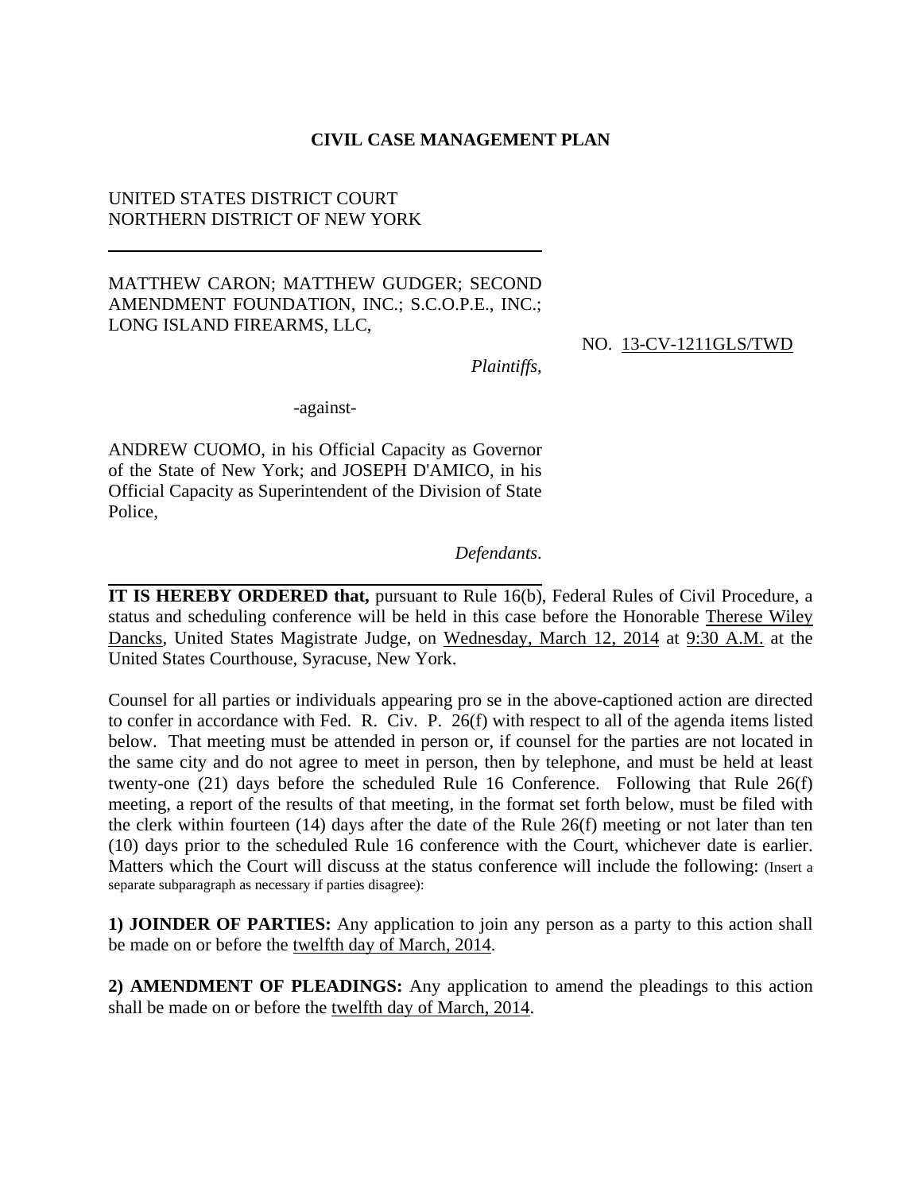# CIVIL CASE MANAGEMENT PLAN

UNITED STATES DISTRICT COURT
NORTHERN DISTRICT OF NEW YORK

---

MATTHEW CARON; MATTHEW GUDGER; SECOND AMENDMENT FOUNDATION, INC.; S.C.O.P.E., INC.; LONG ISLAND FIREARMS, LLC,

*Plaintiffs*,

NO. 13-CV-1211GLS/TWD

-against-

ANDREW CUOMO, in his Official Capacity as Governor of the State of New York; and JOSEPH D'AMICO, in his Official Capacity as Superintendent of the Division of State Police,

*Defendants*.

---

**IT IS HEREBY ORDERED that,** pursuant to Rule 16(b), Federal Rules of Civil Procedure, a status and scheduling conference will be held in this case before the Honorable Therese Wiley Dancks, United States Magistrate Judge, on Wednesday, March 12, 2014 at 9:30 A.M. at the United States Courthouse, Syracuse, New York.

Counsel for all parties or individuals appearing pro se in the above-captioned action are directed to confer in accordance with Fed. R. Civ. P. 26(f) with respect to all of the agenda items listed below. That meeting must be attended in person or, if counsel for the parties are not located in the same city and do not agree to meet in person, then by telephone, and must be held at least twenty-one (21) days before the scheduled Rule 16 Conference. Following that Rule 26(f) meeting, a report of the results of that meeting, in the format set forth below, must be filed with the clerk within fourteen (14) days after the date of the Rule 26(f) meeting or not later than ten (10) days prior to the scheduled Rule 16 conference with the Court, whichever date is earlier. Matters which the Court will discuss at the status conference will include the following: (Insert a separate subparagraph as necessary if parties disagree):

**1) JOINDER OF PARTIES:** Any application to join any person as a party to this action shall be made on or before the twelfth day of March, 2014.

**2) AMENDMENT OF PLEADINGS:** Any application to amend the pleadings to this action shall be made on or before the twelfth day of March, 2014.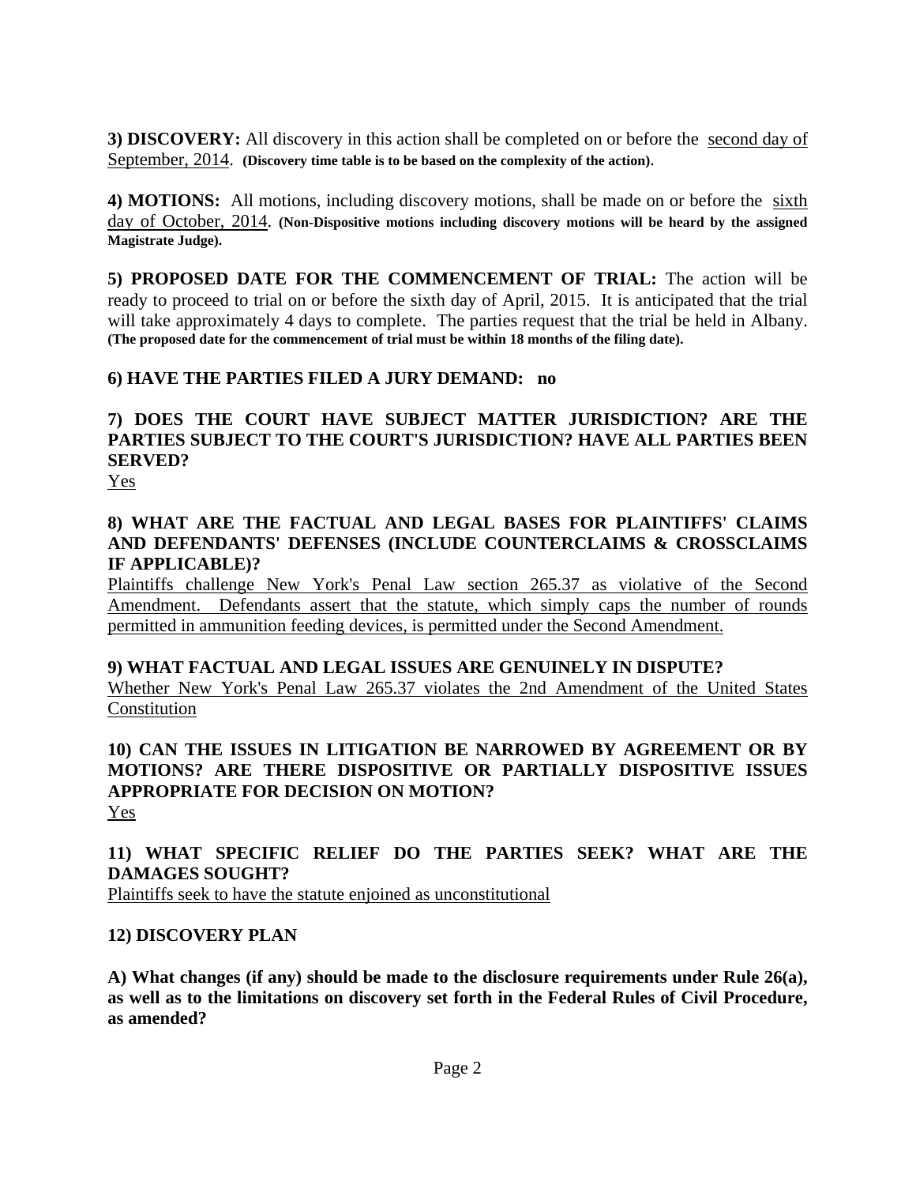**3) DISCOVERY:** All discovery in this action shall be completed on or before the second day of September, 2014. **(Discovery time table is to be based on the complexity of the action).**

**4) MOTIONS:** All motions, including discovery motions, shall be made on or before the sixth day of October, 2014. **(Non-Dispositive motions including discovery motions will be heard by the assigned Magistrate Judge).**

**5) PROPOSED DATE FOR THE COMMENCEMENT OF TRIAL:** The action will be ready to proceed to trial on or before the sixth day of April, 2015. It is anticipated that the trial will take approximately 4 days to complete. The parties request that the trial be held in Albany. **(The proposed date for the commencement of trial must be within 18 months of the filing date).**

**6) HAVE THE PARTIES FILED A JURY DEMAND: no**

**7) DOES THE COURT HAVE SUBJECT MATTER JURISDICTION? ARE THE PARTIES SUBJECT TO THE COURT'S JURISDICTION? HAVE ALL PARTIES BEEN SERVED?**

Yes

**8) WHAT ARE THE FACTUAL AND LEGAL BASES FOR PLAINTIFFS' CLAIMS AND DEFENDANTS' DEFENSES (INCLUDE COUNTERCLAIMS & CROSSCLAIMS IF APPLICABLE)?**

Plaintiffs challenge New York's Penal Law section 265.37 as violative of the Second Amendment. Defendants assert that the statute, which simply caps the number of rounds permitted in ammunition feeding devices, is permitted under the Second Amendment.

**9) WHAT FACTUAL AND LEGAL ISSUES ARE GENUINELY IN DISPUTE?**

Whether New York's Penal Law 265.37 violates the 2nd Amendment of the United States Constitution

**10) CAN THE ISSUES IN LITIGATION BE NARROWED BY AGREEMENT OR BY MOTIONS? ARE THERE DISPOSITIVE OR PARTIALLY DISPOSITIVE ISSUES APPROPRIATE FOR DECISION ON MOTION?**

Yes

**11) WHAT SPECIFIC RELIEF DO THE PARTIES SEEK? WHAT ARE THE DAMAGES SOUGHT?**

Plaintiffs seek to have the statute enjoined as unconstitutional

**12) DISCOVERY PLAN**

**A) What changes (if any) should be made to the disclosure requirements under Rule 26(a), as well as to the limitations on discovery set forth in the Federal Rules of Civil Procedure, as amended?**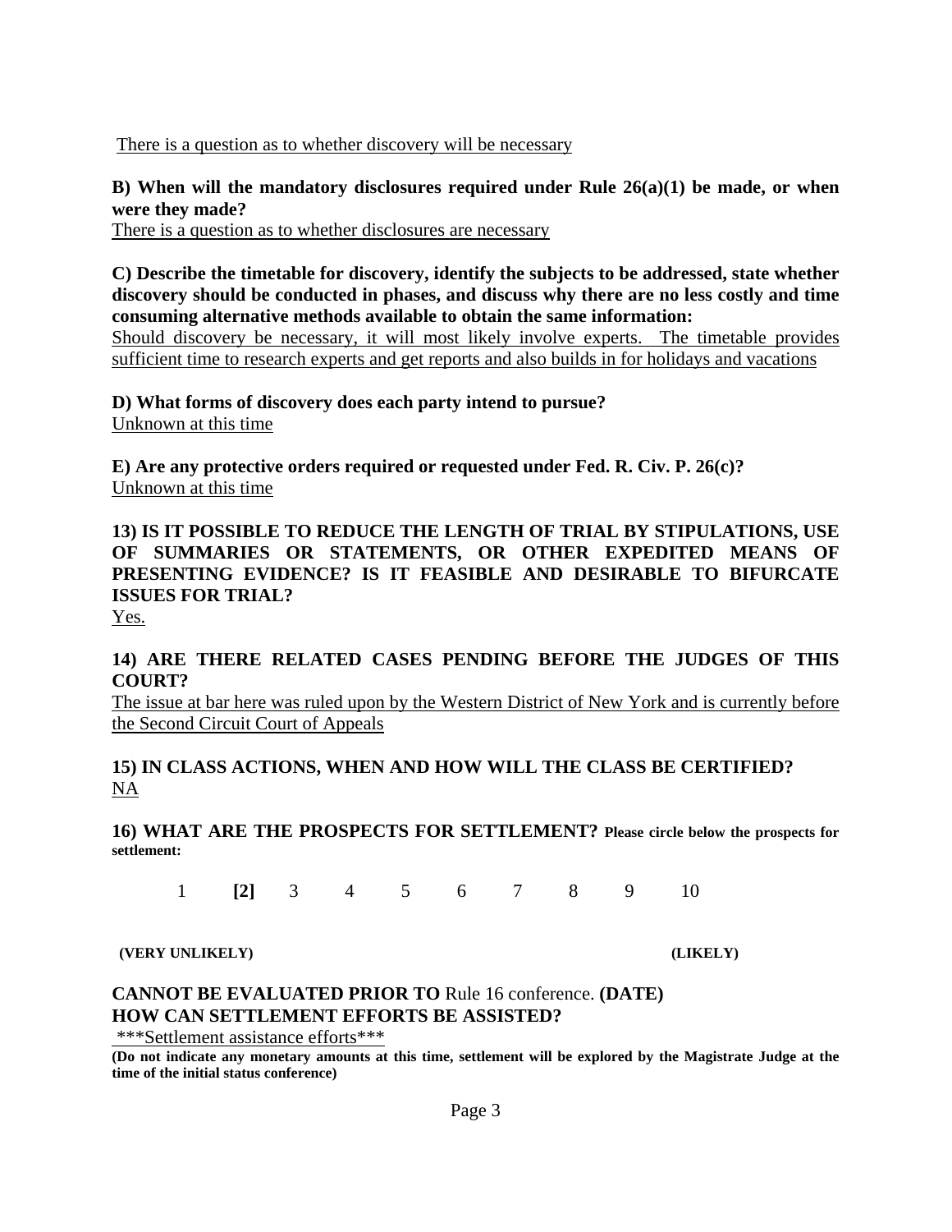There is a question as to whether discovery will be necessary

**B) When will the mandatory disclosures required under Rule 26(a)(1) be made, or when were they made?**
There is a question as to whether disclosures are necessary

**C) Describe the timetable for discovery, identify the subjects to be addressed, state whether discovery should be conducted in phases, and discuss why there are no less costly and time consuming alternative methods available to obtain the same information:**
Should discovery be necessary, it will most likely involve experts. The timetable provides sufficient time to research experts and get reports and also builds in for holidays and vacations

**D) What forms of discovery does each party intend to pursue?**
Unknown at this time

**E) Are any protective orders required or requested under Fed. R. Civ. P. 26(c)?**
Unknown at this time

**13) IS IT POSSIBLE TO REDUCE THE LENGTH OF TRIAL BY STIPULATIONS, USE OF SUMMARIES OR STATEMENTS, OR OTHER EXPEDITED MEANS OF PRESENTING EVIDENCE? IS IT FEASIBLE AND DESIRABLE TO BIFURCATE ISSUES FOR TRIAL?**
Yes.

**14) ARE THERE RELATED CASES PENDING BEFORE THE JUDGES OF THIS COURT?**
The issue at bar here was ruled upon by the Western District of New York and is currently before the Second Circuit Court of Appeals

**15) IN CLASS ACTIONS, WHEN AND HOW WILL THE CLASS BE CERTIFIED?**
NA

**16) WHAT ARE THE PROSPECTS FOR SETTLEMENT?** **Please circle below the prospects for settlement:**

1 **[2]** 3 4 5 6 7 8 9 10

**(VERY UNLIKELY)** **(LIKELY)**

**CANNOT BE EVALUATED PRIOR TO** Rule 16 conference. **(DATE)**
**HOW CAN SETTLEMENT EFFORTS BE ASSISTED?**
***Settlement assistance efforts***
**(Do not indicate any monetary amounts at this time, settlement will be explored by the Magistrate Judge at the time of the initial status conference)**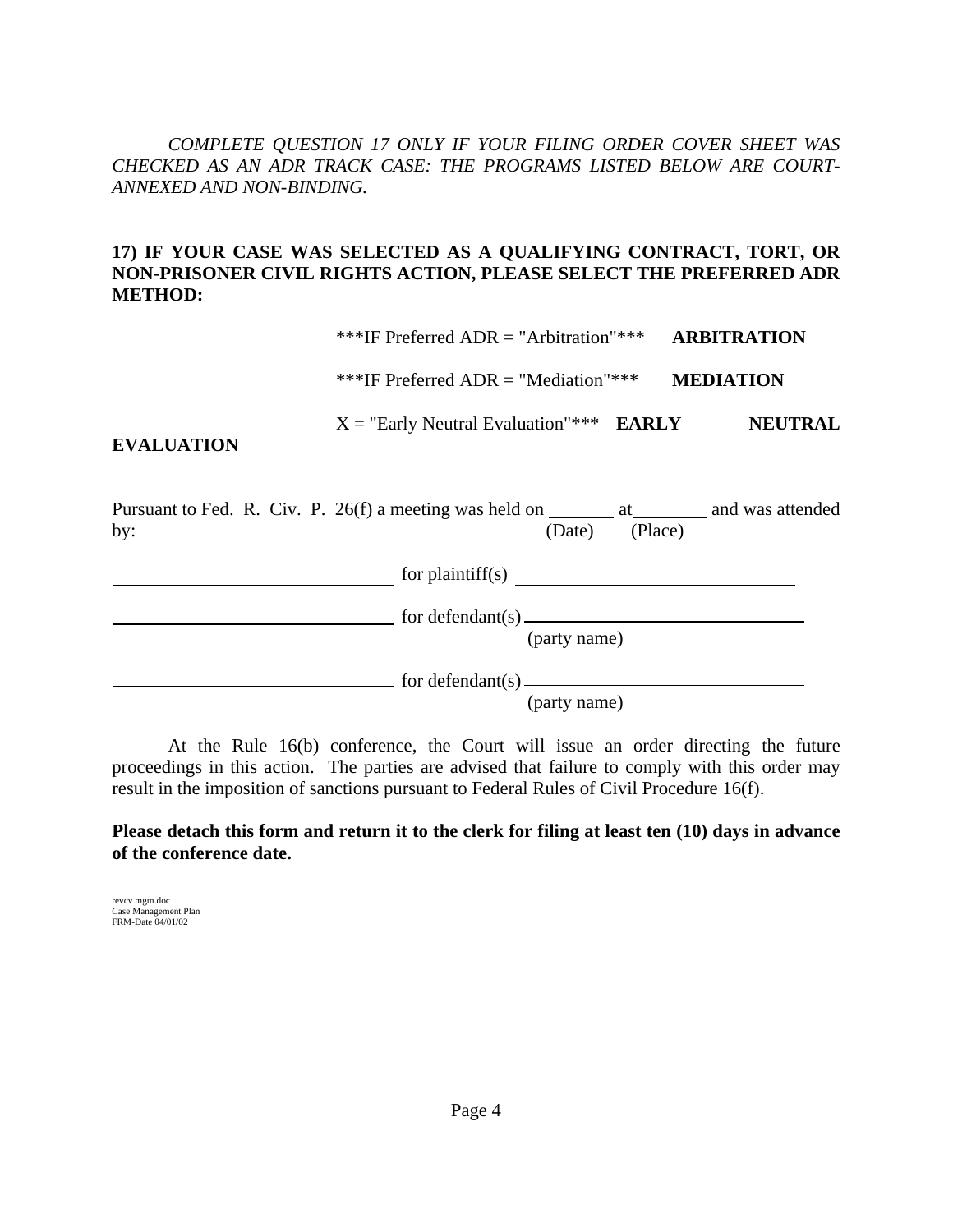*COMPLETE QUESTION 17 ONLY IF YOUR FILING ORDER COVER SHEET WAS CHECKED AS AN ADR TRACK CASE: THE PROGRAMS LISTED BELOW ARE COURT-ANNEXED AND NON-BINDING.*

**17) IF YOUR CASE WAS SELECTED AS A QUALIFYING CONTRACT, TORT, OR NON-PRISONER CIVIL RIGHTS ACTION, PLEASE SELECT THE PREFERRED ADR METHOD:**

***IF Preferred ADR = "Arbitration"*** **ARBITRATION**

***IF Preferred ADR = "Mediation"*** **MEDIATION**

X = "Early Neutral Evaluation"*** **EARLY NEUTRAL EVALUATION**

Pursuant to Fed. R. Civ. P. 26(f) a meeting was held on \_\_\_\_\_\_\_ at \_\_\_\_\_\_\_\_ and was attended by:
(Date) (Place)

\_\_\_\_\_\_\_\_\_\_\_\_\_\_\_\_\_\_\_\_\_\_\_\_\_\_\_\_\_\_ for plaintiff(s) \_\_\_\_\_\_\_\_\_\_\_\_\_\_\_\_\_\_\_\_\_\_\_\_\_\_\_\_\_\_

\_\_\_\_\_\_\_\_\_\_\_\_\_\_\_\_\_\_\_\_\_\_\_\_\_\_\_\_\_\_ for defendant(s) \_\_\_\_\_\_\_\_\_\_\_\_\_\_\_\_\_\_\_\_\_\_\_\_\_\_\_\_\_\_
(party name)

\_\_\_\_\_\_\_\_\_\_\_\_\_\_\_\_\_\_\_\_\_\_\_\_\_\_\_\_\_\_ for defendant(s) \_\_\_\_\_\_\_\_\_\_\_\_\_\_\_\_\_\_\_\_\_\_\_\_\_\_\_\_\_\_
(party name)

At the Rule 16(b) conference, the Court will issue an order directing the future proceedings in this action. The parties are advised that failure to comply with this order may result in the imposition of sanctions pursuant to Federal Rules of Civil Procedure 16(f).

**Please detach this form and return it to the clerk for filing at least ten (10) days in advance of the conference date.**

revcv mgm.doc
Case Management Plan
FRM-Date 04/01/02